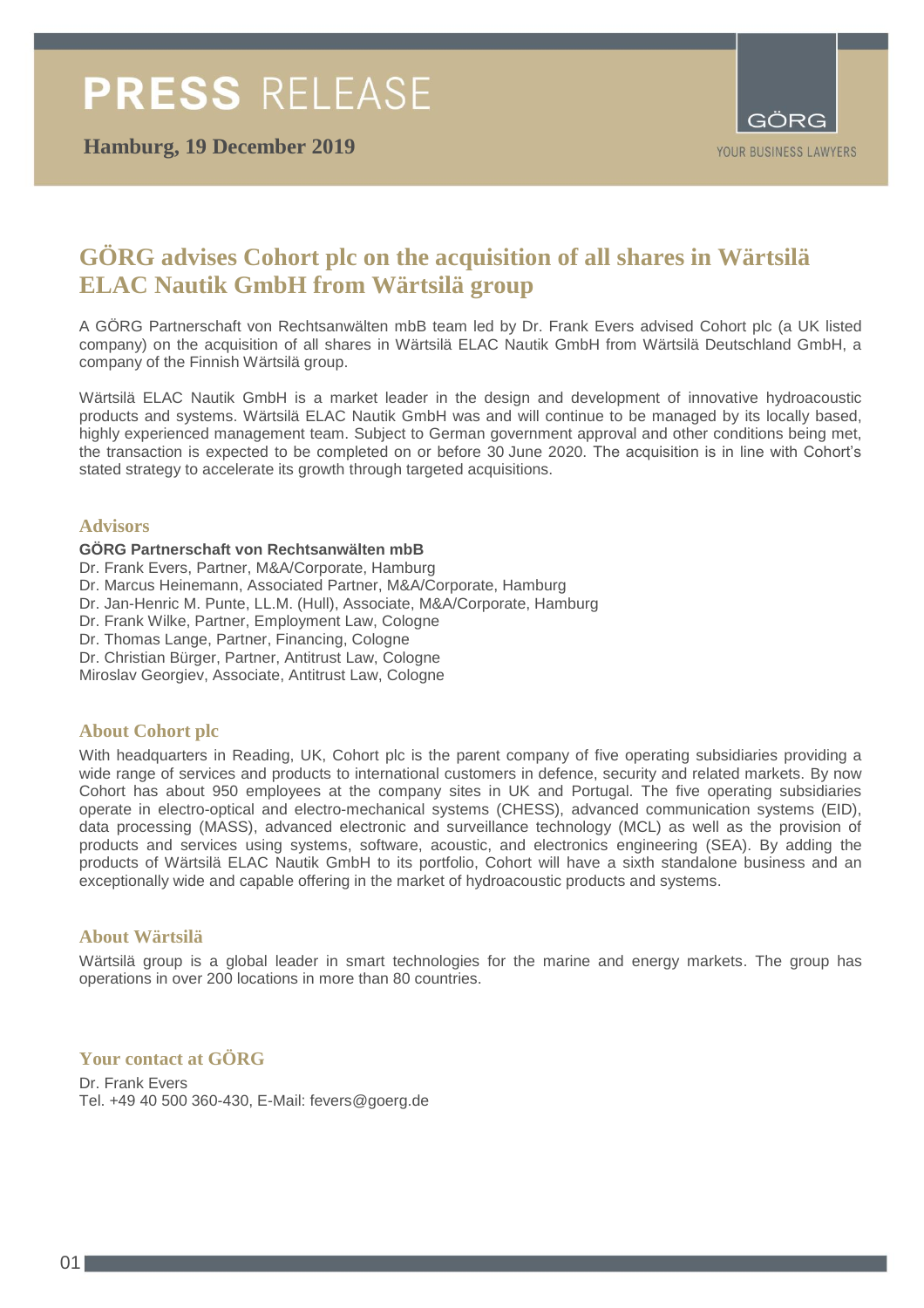# PRESS RELEASE

**Hamburg, 19 December 2019**

GÖRG

YOUR BUSINESS LAWYERS

## GÖRG advises Cohort plc on the acquisition of all shares in Wärtsilä ELAC Nautik GmbH from Wärtsilä group

A GÖRG Partnerschaft von Rechtsanwälten mbB team led by Dr. Frank Evers advised Cohort plc (a UK listed company) on the acquisition of all shares in Wärtsilä ELAC Nautik GmbH from Wärtsilä Deutschland GmbH, a company of the Finnish Wärtsilä group.

Wärtsilä ELAC Nautik GmbH is a market leader in the design and development of innovative hydroacoustic products and systems. Wärtsilä ELAC Nautik GmbH was and will continue to be managed by its locally based, highly experienced management team. Subject to German government approval and other conditions being met, the transaction is expected to be completed on or before 30 June 2020. The acquisition is in line with Cohort's stated strategy to accelerate its growth through targeted acquisitions.

### Advisors

**GÖRG Partnerschaft von Rechtsanwälten mbB**

Dr. Frank Evers, Partner, M&A/Corporate, Hamburg
Dr. Marcus Heinemann, Associated Partner, M&A/Corporate, Hamburg
Dr. Jan-Henric M. Punte, LL.M. (Hull), Associate, M&A/Corporate, Hamburg
Dr. Frank Wilke, Partner, Employment Law, Cologne
Dr. Thomas Lange, Partner, Financing, Cologne
Dr. Christian Bürger, Partner, Antitrust Law, Cologne
Miroslav Georgiev, Associate, Antitrust Law, Cologne

### About Cohort plc

With headquarters in Reading, UK, Cohort plc is the parent company of five operating subsidiaries providing a wide range of services and products to international customers in defence, security and related markets. By now Cohort has about 950 employees at the company sites in UK and Portugal. The five operating subsidiaries operate in electro-optical and electro-mechanical systems (CHESS), advanced communication systems (EID), data processing (MASS), advanced electronic and surveillance technology (MCL) as well as the provision of products and services using systems, software, acoustic, and electronics engineering (SEA). By adding the products of Wärtsilä ELAC Nautik GmbH to its portfolio, Cohort will have a sixth standalone business and an exceptionally wide and capable offering in the market of hydroacoustic products and systems.

### About Wärtsilä

Wärtsilä group is a global leader in smart technologies for the marine and energy markets. The group has operations in over 200 locations in more than 80 countries.

### Your contact at GÖRG

Dr. Frank Evers
Tel. +49 40 500 360-430, E-Mail: fevers@goerg.de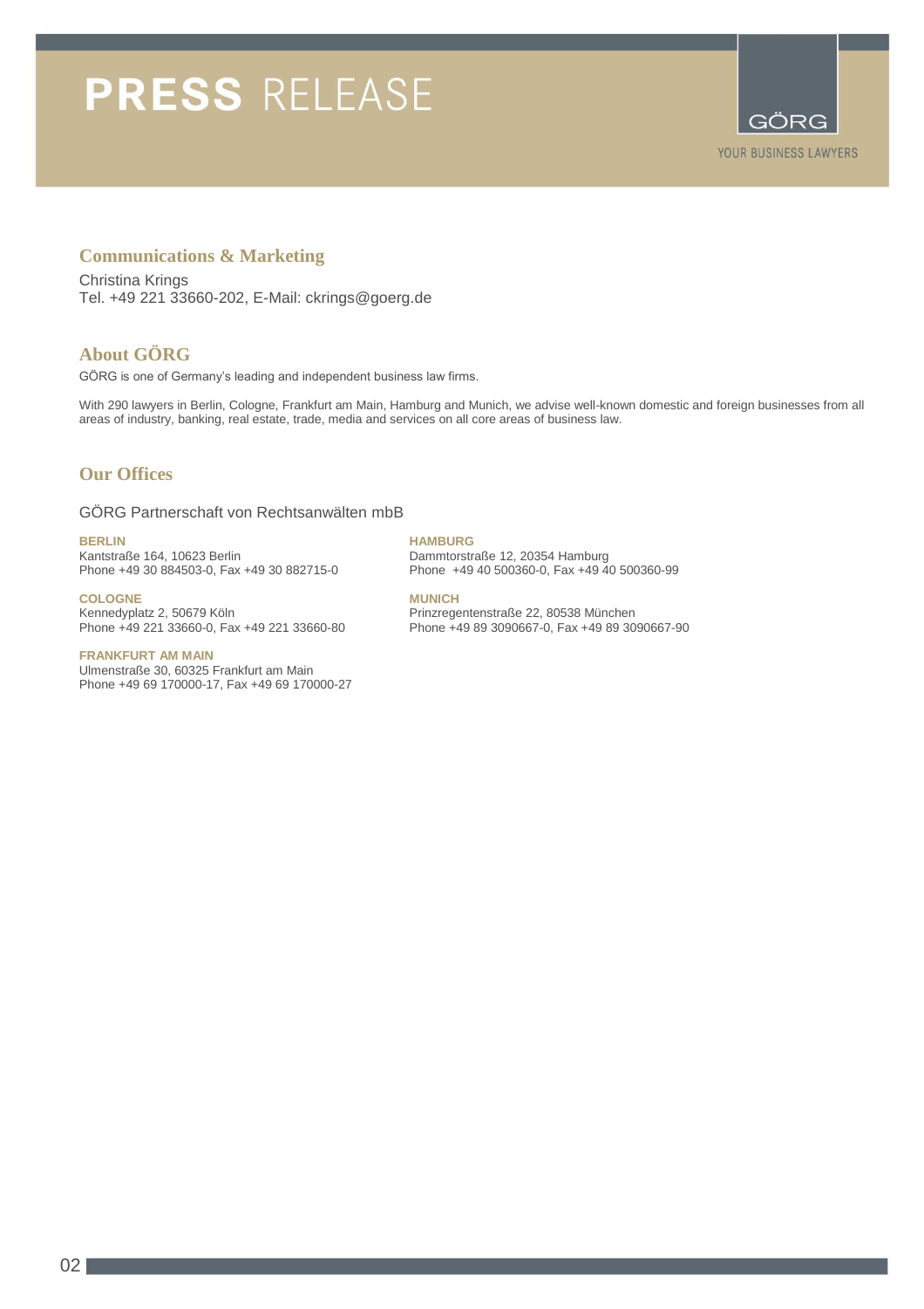# PRESS RELEASE

GÖRG
YOUR BUSINESS LAWYERS

## Communications & Marketing

Christina Krings
Tel. +49 221 33660-202, E-Mail: ckrings@goerg.de

## About GÖRG

GÖRG is one of Germany's leading and independent business law firms.

With 290 lawyers in Berlin, Cologne, Frankfurt am Main, Hamburg and Munich, we advise well-known domestic and foreign businesses from all areas of industry, banking, real estate, trade, media and services on all core areas of business law.

## Our Offices

GÖRG Partnerschaft von Rechtsanwälten mbB

**BERLIN**
Kantstraße 164, 10623 Berlin
Phone +49 30 884503-0, Fax +49 30 882715-0

**COLOGNE**
Kennedyplatz 2, 50679 Köln
Phone +49 221 33660-0, Fax +49 221 33660-80

**FRANKFURT AM MAIN**
Ulmenstraße 30, 60325 Frankfurt am Main
Phone +49 69 170000-17, Fax +49 69 170000-27

**HAMBURG**
Dammtorstraße 12, 20354 Hamburg
Phone +49 40 500360-0, Fax +49 40 500360-99

**MUNICH**
Prinzregentenstraße 22, 80538 München
Phone +49 89 3090667-0, Fax +49 89 3090667-90